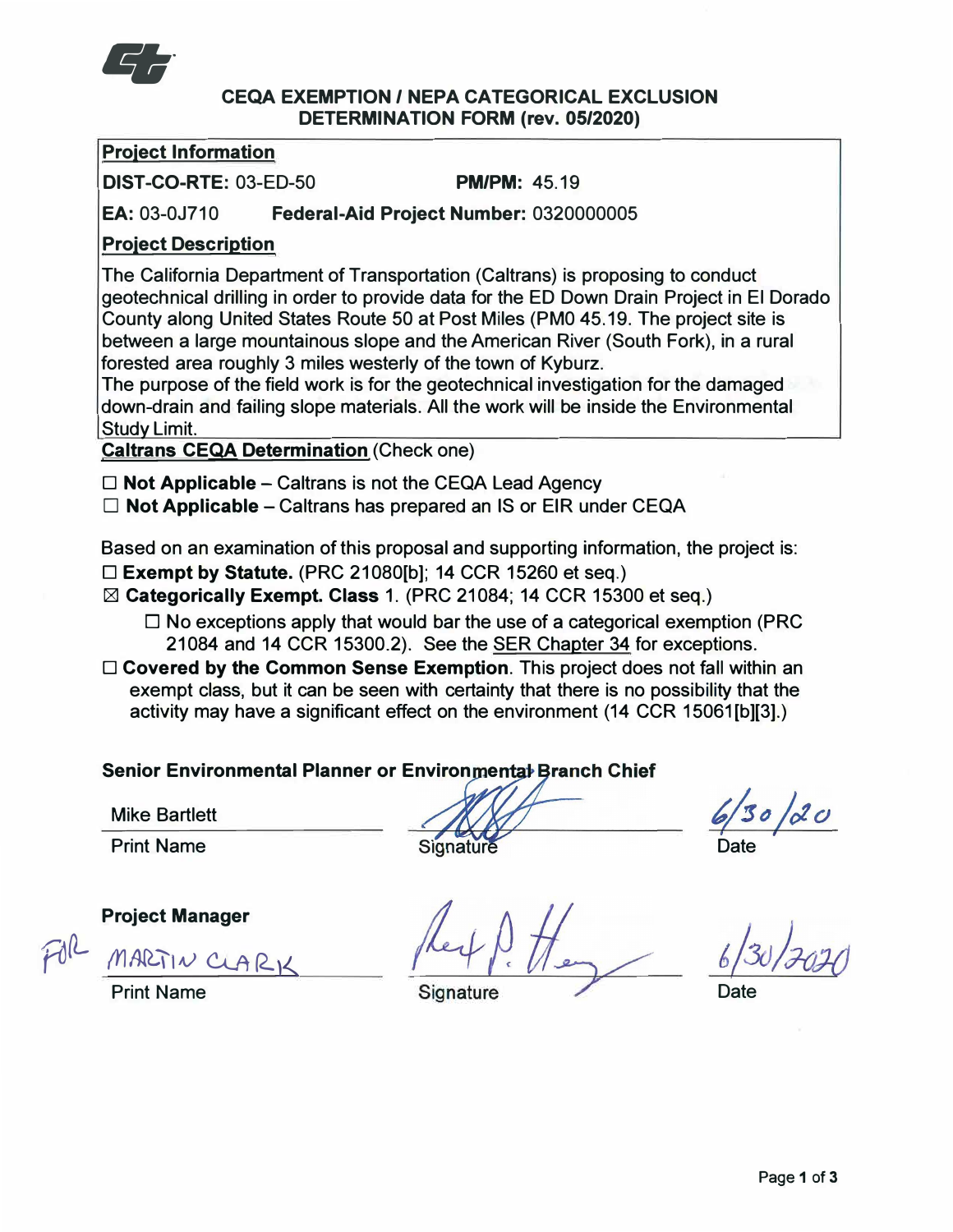# CEQA EXEMPTION / NEPA CATEGORICAL EXCLUSION DETERMINATION FORM (rev. 05/2020)

**Project Information**

**DIST-CO-RTE:** 03-ED-50 **PM/PM:** 45.19

**EA:** 03-0J710 **Federal-Aid Project Number:** 0320000005

**Project Description**

The California Department of Transportation (Caltrans) is proposing to conduct geotechnical drilling in order to provide data for the ED Down Drain Project in El Dorado County along United States Route 50 at Post Miles (PM0 45.19. The project site is between a large mountainous slope and the American River (South Fork), in a rural forested area roughly 3 miles westerly of the town of Kyburz.
The purpose of the field work is for the geotechnical investigation for the damaged down-drain and failing slope materials. All the work will be inside the Environmental Study Limit.

**Caltrans CEQA Determination** (Check one)

☐ **Not Applicable** – Caltrans is not the CEQA Lead Agency
☐ **Not Applicable** – Caltrans has prepared an IS or EIR under CEQA

Based on an examination of this proposal and supporting information, the project is:

☐ **Exempt by Statute.** (PRC 21080[b]; 14 CCR 15260 et seq.)
☒ **Categorically Exempt. Class** 1. (PRC 21084; 14 CCR 15300 et seq.)
- ☐ No exceptions apply that would bar the use of a categorical exemption (PRC 21084 and 14 CCR 15300.2). See the SER Chapter 34 for exceptions.

☐ **Covered by the Common Sense Exemption**. This project does not fall within an exempt class, but it can be seen with certainty that there is no possibility that the activity may have a significant effect on the environment (14 CCR 15061[b][3].)

**Senior Environmental Planner or Environmental Branch Chief**

| Mike Bartlett | [Signature] | 6/30/20 |
|---|---|---|
| Print Name | Signature | Date |

**Project Manager**

| FOR MARTIN CLARK | [Signature] | 6/30/2020 |
|---|---|---|
| Print Name | Signature | Date |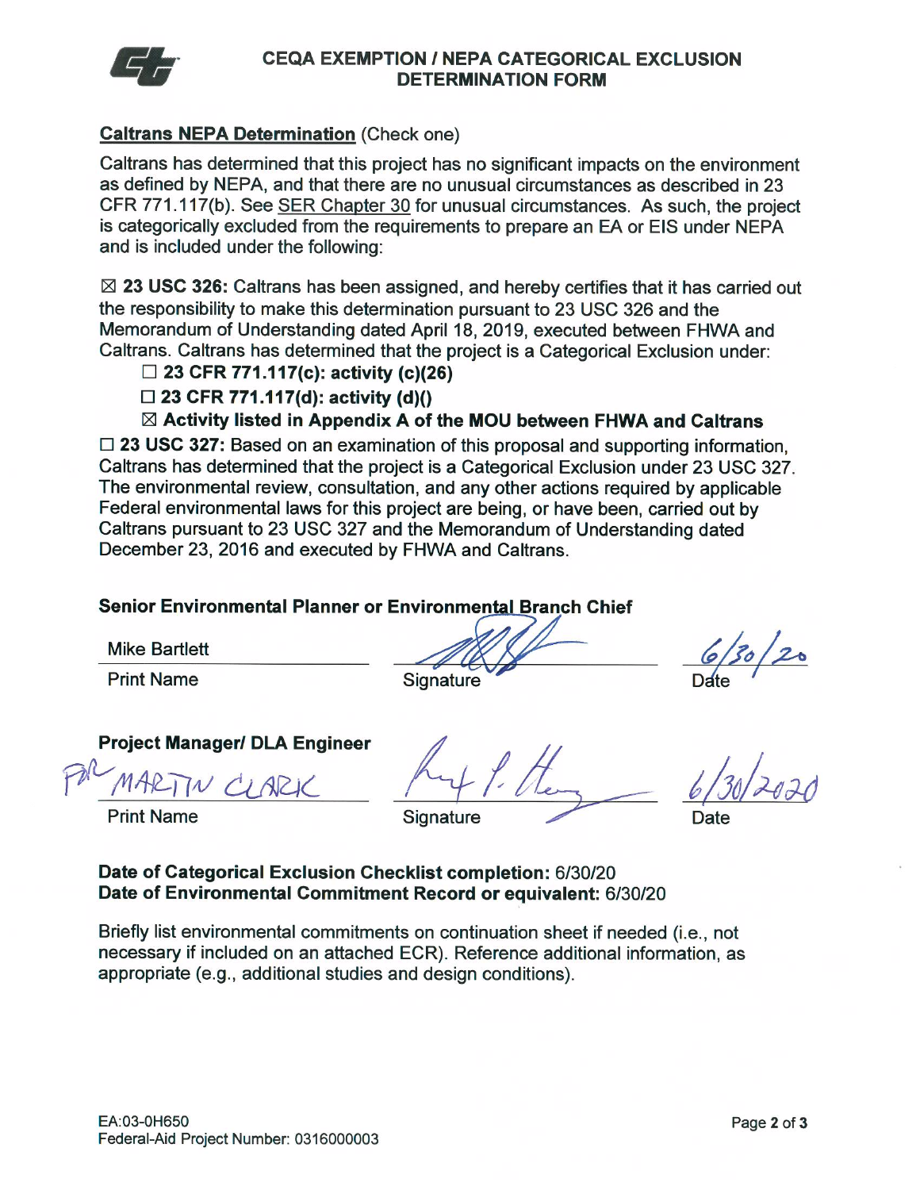# CEQA EXEMPTION / NEPA CATEGORICAL EXCLUSION DETERMINATION FORM

**Caltrans NEPA Determination** (Check one)

Caltrans has determined that this project has no significant impacts on the environment as defined by NEPA, and that there are no unusual circumstances as described in 23 CFR 771.117(b). See SER Chapter 30 for unusual circumstances. As such, the project is categorically excluded from the requirements to prepare an EA or EIS under NEPA and is included under the following:

☒ **23 USC 326:** Caltrans has been assigned, and hereby certifies that it has carried out the responsibility to make this determination pursuant to 23 USC 326 and the Memorandum of Understanding dated April 18, 2019, executed between FHWA and Caltrans. Caltrans has determined that the project is a Categorical Exclusion under:

- ☐ **23 CFR 771.117(c): activity (c)(26)**
- ☐ **23 CFR 771.117(d): activity (d)()**
- ☒ **Activity listed in Appendix A of the MOU between FHWA and Caltrans**

☐ **23 USC 327:** Based on an examination of this proposal and supporting information, Caltrans has determined that the project is a Categorical Exclusion under 23 USC 327. The environmental review, consultation, and any other actions required by applicable Federal environmental laws for this project are being, or have been, carried out by Caltrans pursuant to 23 USC 327 and the Memorandum of Understanding dated December 23, 2016 and executed by FHWA and Caltrans.

**Senior Environmental Planner or Environmental Branch Chief**

| Print Name | Signature | Date |
|---|---|---|
| Mike Bartlett | [Signature] | 6/30/20 |

**Project Manager/ DLA Engineer**

| Print Name | Signature | Date |
|---|---|---|
| FOR MARTIN CLARK | [Signature] | 6/30/2020 |

**Date of Categorical Exclusion Checklist completion:** 6/30/20
**Date of Environmental Commitment Record or equivalent:** 6/30/20

Briefly list environmental commitments on continuation sheet if needed (i.e., not necessary if included on an attached ECR). Reference additional information, as appropriate (e.g., additional studies and design conditions).

EA:03-0H650
Federal-Aid Project Number: 0316000003